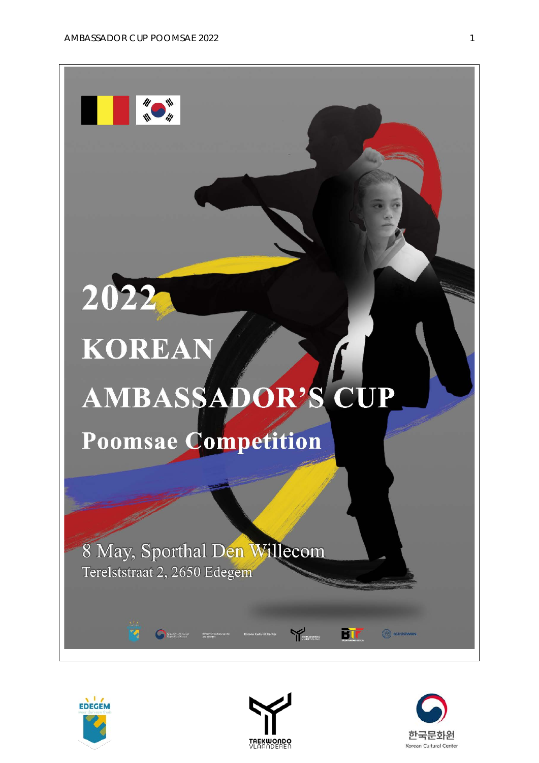# 2022 KOREAN AMBASSADOR'S CUP

## Poomsae Competition

8 May, Sporthal Den Willecom

Terelststraat 2, 2650 Edegem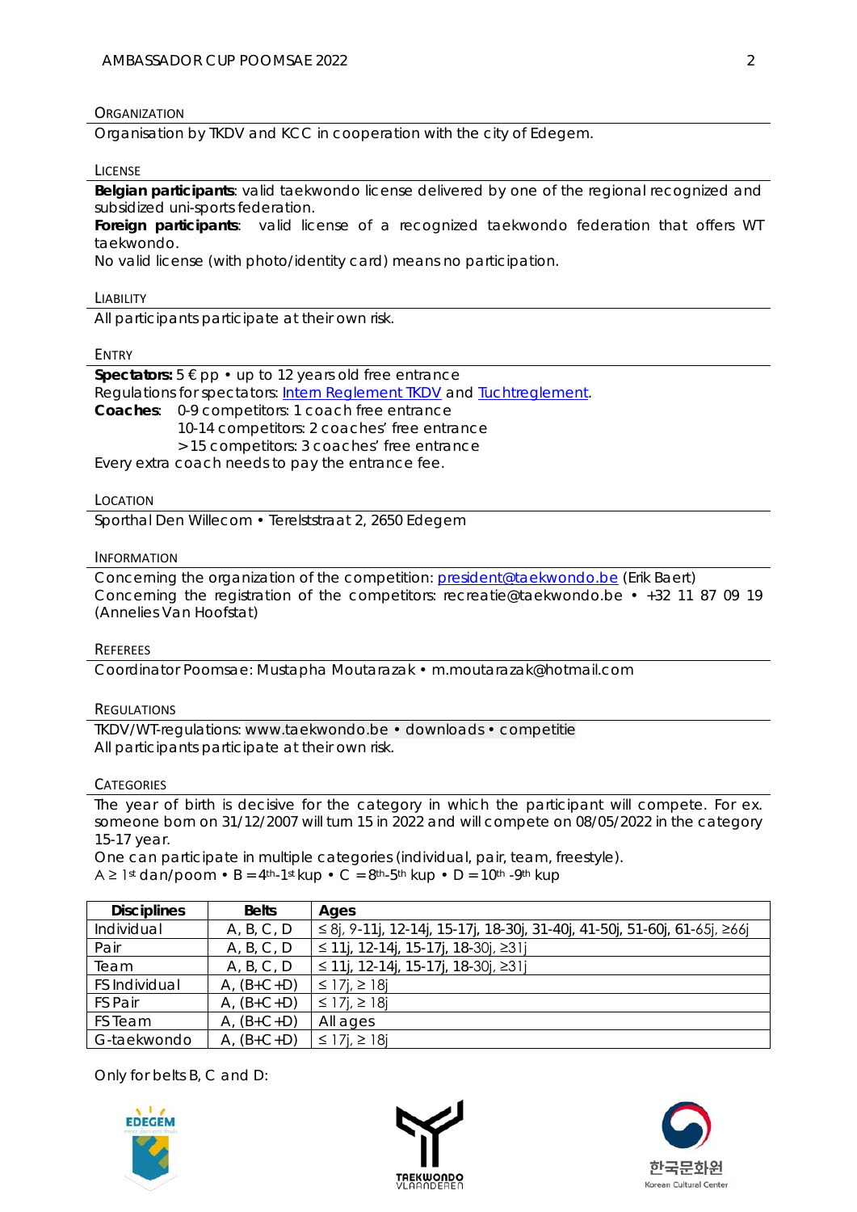## Organization

Organisation by TKDV and KCC in cooperation with the city of Edegem.

## License

**Belgian participants**: valid taekwondo license delivered by one of the regional recognized and subsidized uni-sports federation.
**Foreign participants**: valid license of a recognized taekwondo federation that offers WT taekwondo.
No valid license (with photo/identity card) means no participation.

## Liability

All participants participate at their own risk.

## Entry

**Spectators:** 5 € pp • up to 12 years old free entrance
Regulations for spectators: Intern Reglement TKDV and Tuchtreglement.
**Coaches**: 0-9 competitors: 1 coach free entrance
10-14 competitors: 2 coaches' free entrance
>15 competitors: 3 coaches' free entrance
Every extra coach needs to pay the entrance fee.

## Location

Sporthal Den Willecom • Terelststraat 2, 2650 Edegem

## Information

Concerning the organization of the competition: president@taekwondo.be (Erik Baert)
Concerning the registration of the competitors: recreatie@taekwondo.be • +32 11 87 09 19 (Annelies Van Hoofstat)

## Referees

Coordinator Poomsae: Mustapha Moutarazak • m.moutarazak@hotmail.com

## Regulations

TKDV/WT-regulations: www.taekwondo.be • downloads • competitie
All participants participate at their own risk.

## Categories

The year of birth is decisive for the category in which the participant will compete. For ex. someone born on 31/12/2007 will turn 15 in 2022 and will compete on 08/05/2022 in the category 15-17 year.
One can participate in multiple categories (individual, pair, team, freestyle).
A ≥ 1st dan/poom • B = 4th-1st kup • C = 8th-5th kup • D = 10th -9th kup

| Disciplines | Belts | Ages |
|---|---|---|
| Individual | A, B, C, D | ≤ 8j, 9-11j, 12-14j, 15-17j, 18-30j, 31-40j, 41-50j, 51-60j, 61-65j, ≥66j |
| Pair | A, B, C, D | ≤ 11j, 12-14j, 15-17j, 18-30j, ≥31j |
| Team | A, B, C, D | ≤ 11j, 12-14j, 15-17j, 18-30j, ≥31j |
| FS Individual | A, (B+C+D) | ≤ 17j, ≥ 18j |
| FS Pair | A, (B+C+D) | ≤ 17j, ≥ 18j |
| FS Team | A, (B+C+D) | All ages |
| G-taekwondo | A, (B+C+D) | ≤ 17j, ≥ 18j |

Only for belts B, C and D: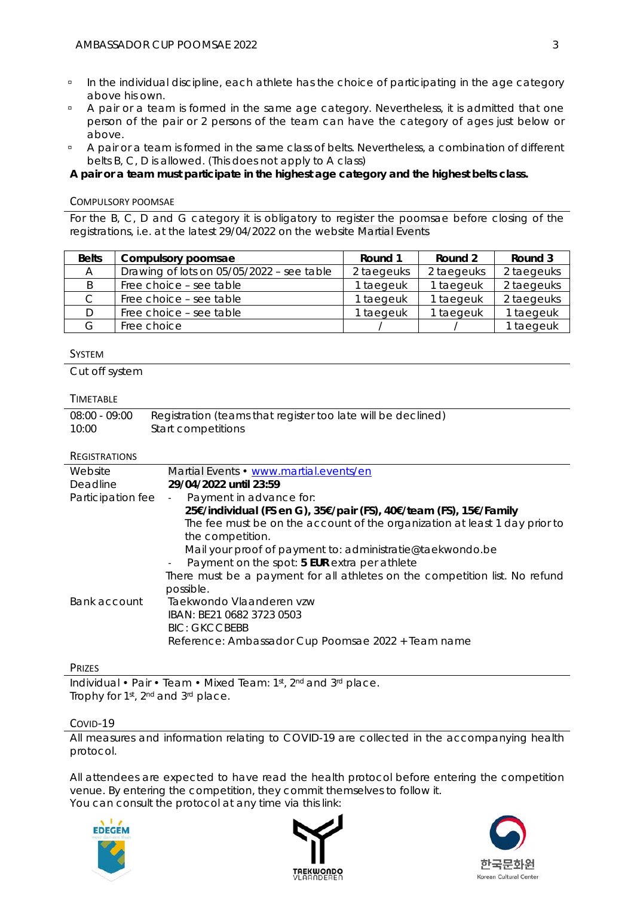- In the individual discipline, each athlete has the choice of participating in the age category above his own.
- A pair or a team is formed in the same age category. Nevertheless, it is admitted that one person of the pair or 2 persons of the team can have the category of ages just below or above.
- A pair or a team is formed in the same class of belts. Nevertheless, a combination of different belts B, C, D is allowed. (This does not apply to A class)

**A pair or a team must participate in the highest age category and the highest belts class.**

## Compulsory poomsae

For the B, C, D and G category it is obligatory to register the poomsae before closing of the registrations, i.e. at the latest 29/04/2022 on the website Martial Events

| Belts | Compulsory poomsae | Round 1 | Round 2 | Round 3 |
|---|---|---|---|---|
| A | Drawing of lots on 05/05/2022 – see table | 2 taegeuks | 2 taegeuks | 2 taegeuks |
| B | Free choice – see table | 1 taegeuk | 1 taegeuk | 2 taegeuks |
| C | Free choice – see table | 1 taegeuk | 1 taegeuk | 2 taegeuks |
| D | Free choice – see table | 1 taegeuk | 1 taegeuk | 1 taegeuk |
| G | Free choice | / | / | 1 taegeuk |

## System

Cut off system

## Timetable

| | |
|---|---|
| 08:00 - 09:00 | Registration (teams that register too late will be declined) |
| 10:00 | Start competitions |

## Registrations

| | |
|---|---|
| Website | Martial Events • www.martial.events/en |
| Deadline | **29/04/2022 until 23:59** |
| Participation fee | - Payment in advance for: **25€/individual (FS en G), 35€/pair (FS), 40€/team (FS), 15€/Family** The fee must be on the account of the organization at least 1 day prior to the competition. Mail your proof of payment to: administratie@taekwondo.be - Payment on the spot: **5 EUR** extra per athlete There must be a payment for all athletes on the competition list. No refund possible. |
| Bank account | Taekwondo Vlaanderen vzw IBAN: BE21 0682 3723 0503 BIC: GKCCBEBB Reference: Ambassador Cup Poomsae 2022 + Team name |

## Prizes

Individual • Pair • Team • Mixed Team: 1st, 2nd and 3rd place.
Trophy for 1st, 2nd and 3rd place.

## Covid-19

All measures and information relating to COVID-19 are collected in the accompanying health protocol.

All attendees are expected to have read the health protocol before entering the competition venue. By entering the competition, they commit themselves to follow it.
You can consult the protocol at any time via this link: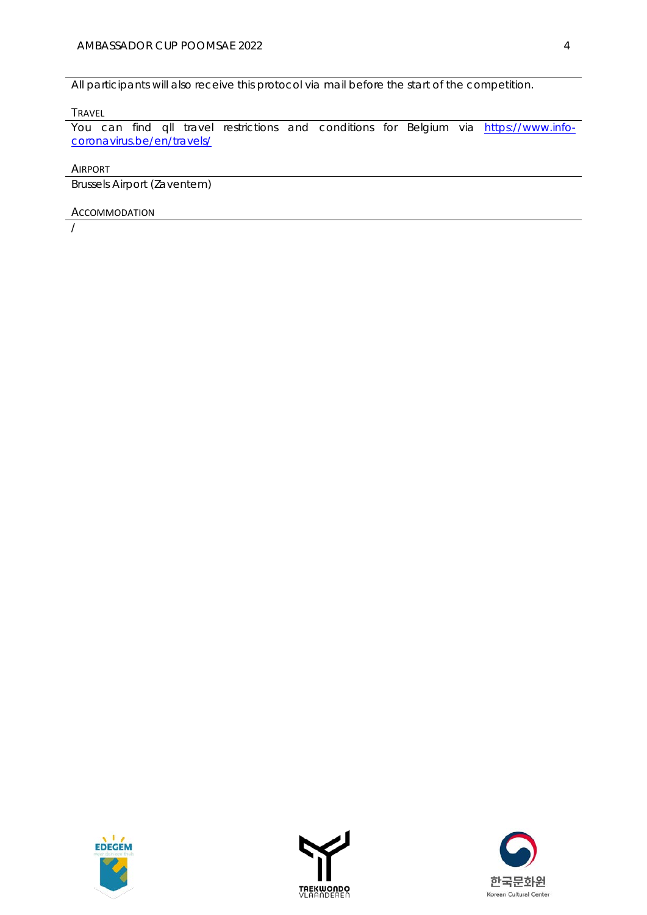All participants will also receive this protocol via mail before the start of the competition.

## TRAVEL

You can find qll travel restrictions and conditions for Belgium via https://www.info-coronavirus.be/en/travels/

## AIRPORT

Brussels Airport (Zaventem)

## ACCOMMODATION

/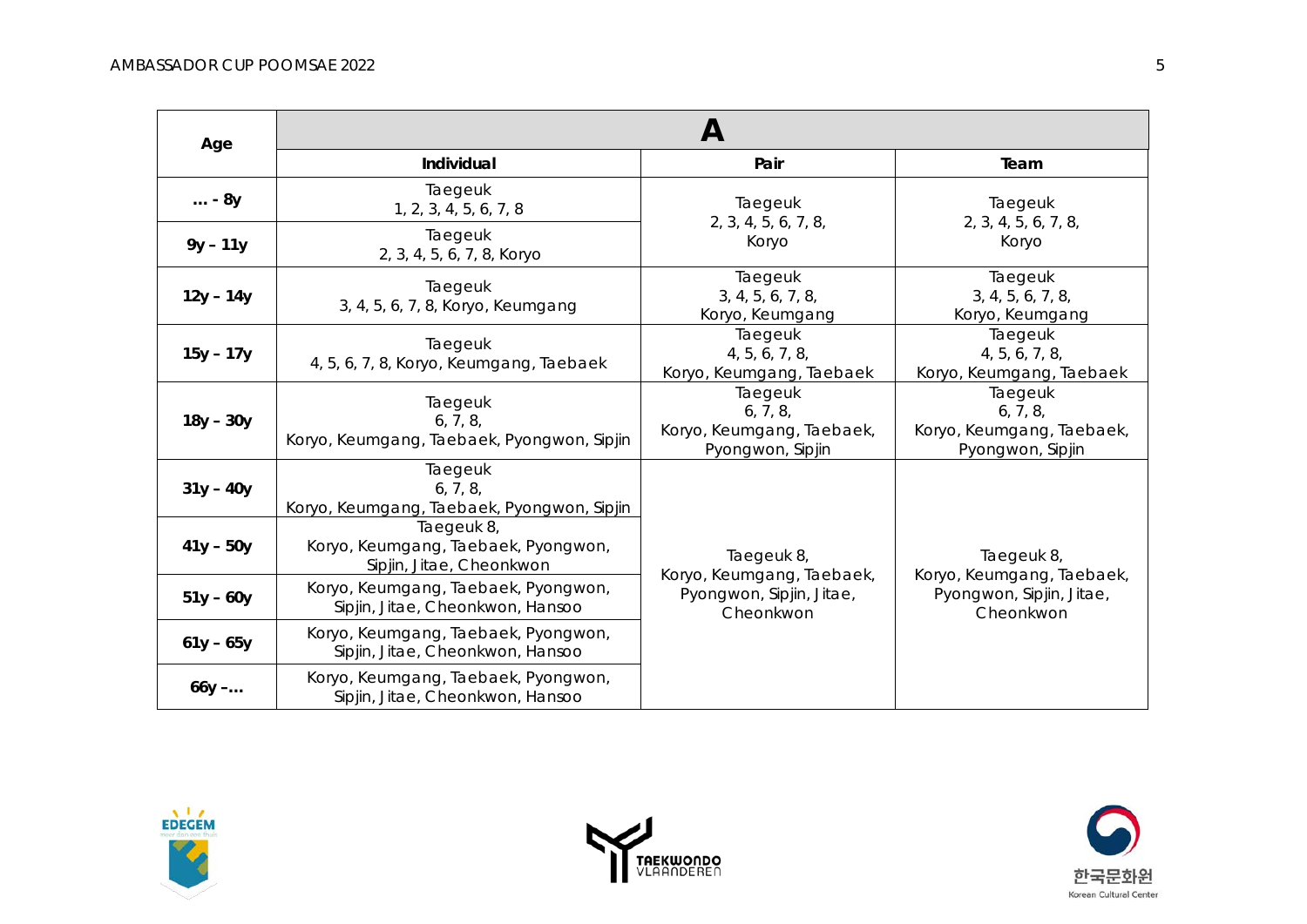| Age | A | | |
|---|---|---|---|
| | **Individual** | **Pair** | **Team** |
| … - 8y | Taegeuk 1, 2, 3, 4, 5, 6, 7, 8 | Taegeuk 2, 3, 4, 5, 6, 7, 8, Koryo | Taegeuk 2, 3, 4, 5, 6, 7, 8, Koryo |
| 9y – 11y | Taegeuk 2, 3, 4, 5, 6, 7, 8, Koryo | | |
| 12y – 14y | Taegeuk 3, 4, 5, 6, 7, 8, Koryo, Keumgang | Taegeuk 3, 4, 5, 6, 7, 8, Koryo, Keumgang | Taegeuk 3, 4, 5, 6, 7, 8, Koryo, Keumgang |
| 15y – 17y | Taegeuk 4, 5, 6, 7, 8, Koryo, Keumgang, Taebaek | Taegeuk 4, 5, 6, 7, 8, Koryo, Keumgang, Taebaek | Taegeuk 4, 5, 6, 7, 8, Koryo, Keumgang, Taebaek |
| 18y – 30y | Taegeuk 6, 7, 8, Koryo, Keumgang, Taebaek, Pyongwon, Sipjin | Taegeuk 6, 7, 8, Koryo, Keumgang, Taebaek, Pyongwon, Sipjin | Taegeuk 6, 7, 8, Koryo, Keumgang, Taebaek, Pyongwon, Sipjin |
| 31y – 40y | Taegeuk 6, 7, 8, Koryo, Keumgang, Taebaek, Pyongwon, Sipjin | Taegeuk 8, Koryo, Keumgang, Taebaek, Pyongwon, Sipjin, Jitae, Cheonkwon | Taegeuk 8, Koryo, Keumgang, Taebaek, Pyongwon, Sipjin, Jitae, Cheonkwon |
| 41y – 50y | Taegeuk 8, Koryo, Keumgang, Taebaek, Pyongwon, Sipjin, Jitae, Cheonkwon | | |
| 51y – 60y | Koryo, Keumgang, Taebaek, Pyongwon, Sipjin, Jitae, Cheonkwon, Hansoo | | |
| 61y – 65y | Koryo, Keumgang, Taebaek, Pyongwon, Sipjin, Jitae, Cheonkwon, Hansoo | | |
| 66y –… | Koryo, Keumgang, Taebaek, Pyongwon, Sipjin, Jitae, Cheonkwon, Hansoo | | |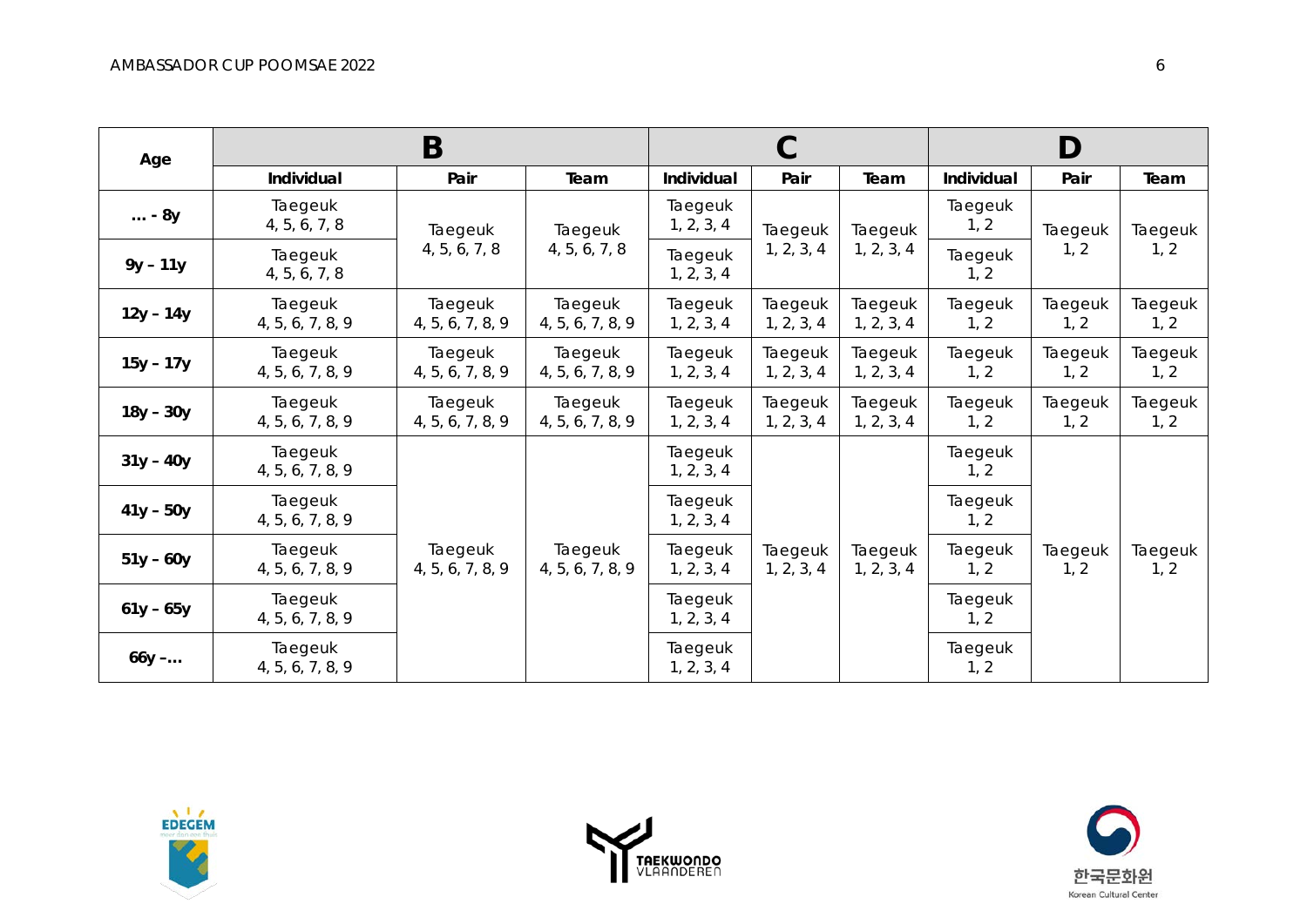| Age | B | | | C | | | D | | |
|---|---|---|---|---|---|---|---|---|---|
| | Individual | Pair | Team | Individual | Pair | Team | Individual | Pair | Team |
| … - 8y | Taegeuk 4, 5, 6, 7, 8 | Taegeuk 4, 5, 6, 7, 8 | Taegeuk 4, 5, 6, 7, 8 | Taegeuk 1, 2, 3, 4 | Taegeuk 1, 2, 3, 4 | Taegeuk 1, 2, 3, 4 | Taegeuk 1, 2 | Taegeuk 1, 2 | Taegeuk 1, 2 |
| 9y – 11y | Taegeuk 4, 5, 6, 7, 8 | | | Taegeuk 1, 2, 3, 4 | | | Taegeuk 1, 2 | | |
| 12y – 14y | Taegeuk 4, 5, 6, 7, 8, 9 | Taegeuk 4, 5, 6, 7, 8, 9 | Taegeuk 4, 5, 6, 7, 8, 9 | Taegeuk 1, 2, 3, 4 | Taegeuk 1, 2, 3, 4 | Taegeuk 1, 2, 3, 4 | Taegeuk 1, 2 | Taegeuk 1, 2 | Taegeuk 1, 2 |
| 15y – 17y | Taegeuk 4, 5, 6, 7, 8, 9 | Taegeuk 4, 5, 6, 7, 8, 9 | Taegeuk 4, 5, 6, 7, 8, 9 | Taegeuk 1, 2, 3, 4 | Taegeuk 1, 2, 3, 4 | Taegeuk 1, 2, 3, 4 | Taegeuk 1, 2 | Taegeuk 1, 2 | Taegeuk 1, 2 |
| 18y – 30y | Taegeuk 4, 5, 6, 7, 8, 9 | Taegeuk 4, 5, 6, 7, 8, 9 | Taegeuk 4, 5, 6, 7, 8, 9 | Taegeuk 1, 2, 3, 4 | Taegeuk 1, 2, 3, 4 | Taegeuk 1, 2, 3, 4 | Taegeuk 1, 2 | Taegeuk 1, 2 | Taegeuk 1, 2 |
| 31y – 40y | Taegeuk 4, 5, 6, 7, 8, 9 | Taegeuk 4, 5, 6, 7, 8, 9 | Taegeuk 4, 5, 6, 7, 8, 9 | Taegeuk 1, 2, 3, 4 | Taegeuk 1, 2, 3, 4 | Taegeuk 1, 2, 3, 4 | Taegeuk 1, 2 | Taegeuk 1, 2 | Taegeuk 1, 2 |
| 41y – 50y | Taegeuk 4, 5, 6, 7, 8, 9 | | | Taegeuk 1, 2, 3, 4 | | | Taegeuk 1, 2 | | |
| 51y – 60y | Taegeuk 4, 5, 6, 7, 8, 9 | | | Taegeuk 1, 2, 3, 4 | | | Taegeuk 1, 2 | | |
| 61y – 65y | Taegeuk 4, 5, 6, 7, 8, 9 | | | Taegeuk 1, 2, 3, 4 | | | Taegeuk 1, 2 | | |
| 66y –… | Taegeuk 4, 5, 6, 7, 8, 9 | | | Taegeuk 1, 2, 3, 4 | | | Taegeuk 1, 2 | | |